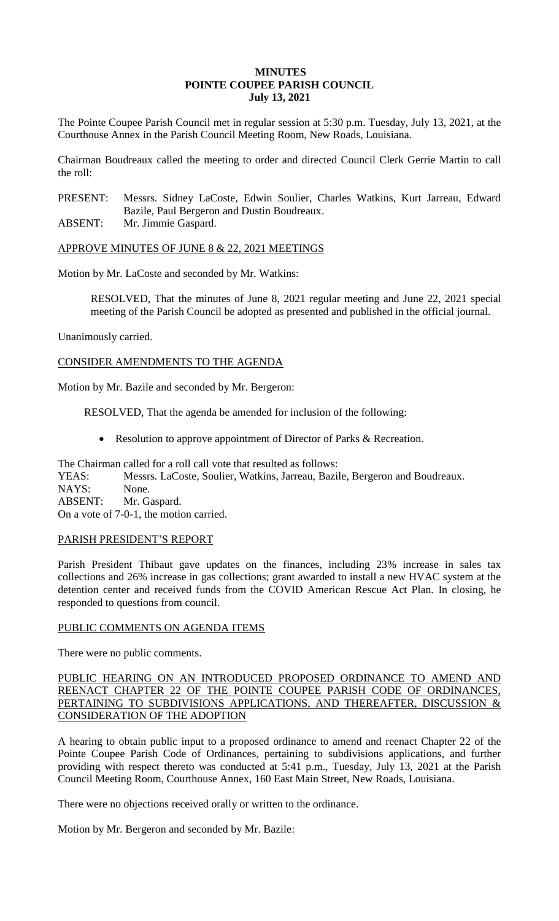# MINUTES
# POINTE COUPEE PARISH COUNCIL
# July 13, 2021

The Pointe Coupee Parish Council met in regular session at 5:30 p.m. Tuesday, July 13, 2021, at the Courthouse Annex in the Parish Council Meeting Room, New Roads, Louisiana.

Chairman Boudreaux called the meeting to order and directed Council Clerk Gerrie Martin to call the roll:

PRESENT: Messrs. Sidney LaCoste, Edwin Soulier, Charles Watkins, Kurt Jarreau, Edward Bazile, Paul Bergeron and Dustin Boudreaux.
ABSENT: Mr. Jimmie Gaspard.

APPROVE MINUTES OF JUNE 8 & 22, 2021 MEETINGS

Motion by Mr. LaCoste and seconded by Mr. Watkins:

> RESOLVED, That the minutes of June 8, 2021 regular meeting and June 22, 2021 special meeting of the Parish Council be adopted as presented and published in the official journal.

Unanimously carried.

CONSIDER AMENDMENTS TO THE AGENDA

Motion by Mr. Bazile and seconded by Mr. Bergeron:

> RESOLVED, That the agenda be amended for inclusion of the following:
>
> - Resolution to approve appointment of Director of Parks & Recreation.

The Chairman called for a roll call vote that resulted as follows:
YEAS: Messrs. LaCoste, Soulier, Watkins, Jarreau, Bazile, Bergeron and Boudreaux.
NAYS: None.
ABSENT: Mr. Gaspard.
On a vote of 7-0-1, the motion carried.

PARISH PRESIDENT'S REPORT

Parish President Thibaut gave updates on the finances, including 23% increase in sales tax collections and 26% increase in gas collections; grant awarded to install a new HVAC system at the detention center and received funds from the COVID American Rescue Act Plan. In closing, he responded to questions from council.

PUBLIC COMMENTS ON AGENDA ITEMS

There were no public comments.

PUBLIC HEARING ON AN INTRODUCED PROPOSED ORDINANCE TO AMEND AND REENACT CHAPTER 22 OF THE POINTE COUPEE PARISH CODE OF ORDINANCES, PERTAINING TO SUBDIVISIONS APPLICATIONS, AND THEREAFTER, DISCUSSION & CONSIDERATION OF THE ADOPTION

A hearing to obtain public input to a proposed ordinance to amend and reenact Chapter 22 of the Pointe Coupee Parish Code of Ordinances, pertaining to subdivisions applications, and further providing with respect thereto was conducted at 5:41 p.m., Tuesday, July 13, 2021 at the Parish Council Meeting Room, Courthouse Annex, 160 East Main Street, New Roads, Louisiana.

There were no objections received orally or written to the ordinance.

Motion by Mr. Bergeron and seconded by Mr. Bazile: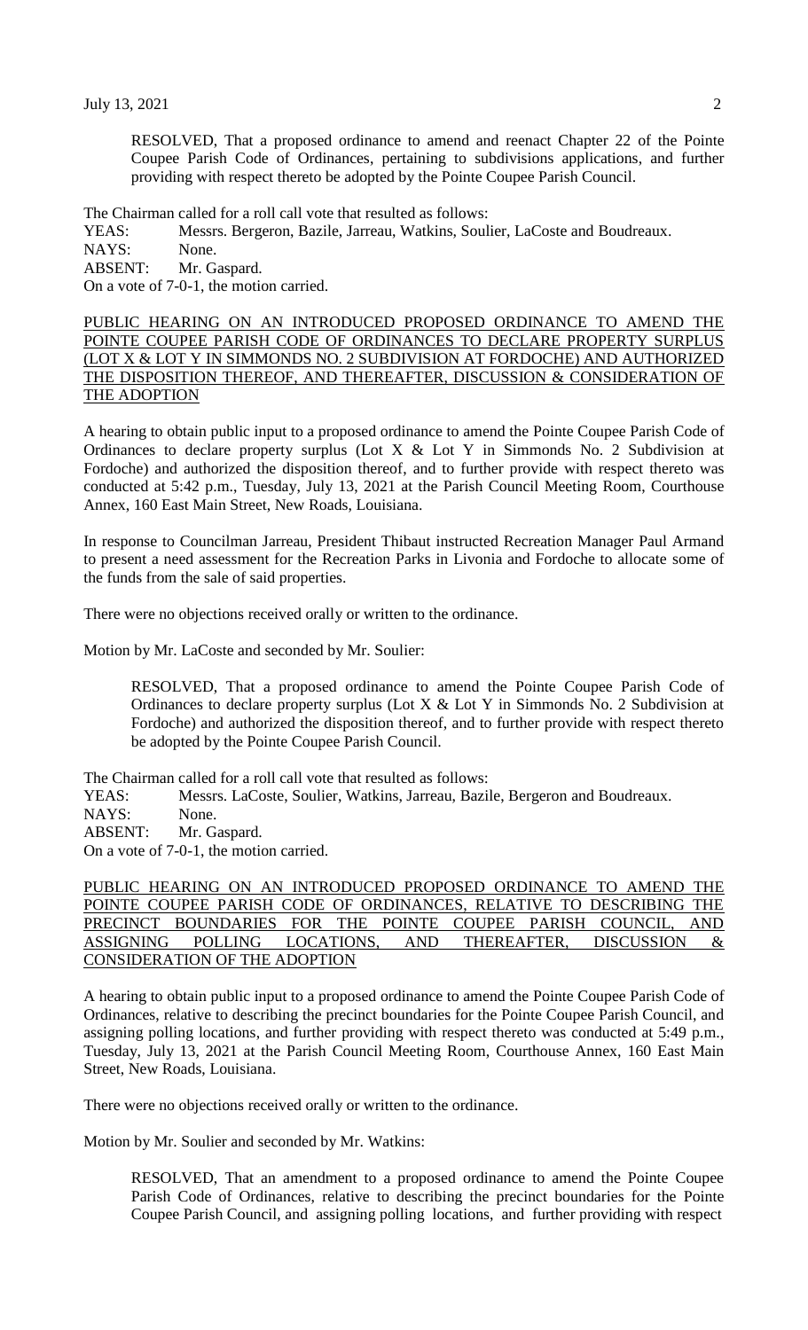RESOLVED, That a proposed ordinance to amend and reenact Chapter 22 of the Pointe Coupee Parish Code of Ordinances, pertaining to subdivisions applications, and further providing with respect thereto be adopted by the Pointe Coupee Parish Council.

The Chairman called for a roll call vote that resulted as follows:
YEAS: Messrs. Bergeron, Bazile, Jarreau, Watkins, Soulier, LaCoste and Boudreaux.
NAYS: None.
ABSENT: Mr. Gaspard.
On a vote of 7-0-1, the motion carried.

PUBLIC HEARING ON AN INTRODUCED PROPOSED ORDINANCE TO AMEND THE POINTE COUPEE PARISH CODE OF ORDINANCES TO DECLARE PROPERTY SURPLUS (LOT X & LOT Y IN SIMMONDS NO. 2 SUBDIVISION AT FORDOCHE) AND AUTHORIZED THE DISPOSITION THEREOF, AND THEREAFTER, DISCUSSION & CONSIDERATION OF THE ADOPTION

A hearing to obtain public input to a proposed ordinance to amend the Pointe Coupee Parish Code of Ordinances to declare property surplus (Lot X & Lot Y in Simmonds No. 2 Subdivision at Fordoche) and authorized the disposition thereof, and to further provide with respect thereto was conducted at 5:42 p.m., Tuesday, July 13, 2021 at the Parish Council Meeting Room, Courthouse Annex, 160 East Main Street, New Roads, Louisiana.

In response to Councilman Jarreau, President Thibaut instructed Recreation Manager Paul Armand to present a need assessment for the Recreation Parks in Livonia and Fordoche to allocate some of the funds from the sale of said properties.

There were no objections received orally or written to the ordinance.

Motion by Mr. LaCoste and seconded by Mr. Soulier:

RESOLVED, That a proposed ordinance to amend the Pointe Coupee Parish Code of Ordinances to declare property surplus (Lot X & Lot Y in Simmonds No. 2 Subdivision at Fordoche) and authorized the disposition thereof, and to further provide with respect thereto be adopted by the Pointe Coupee Parish Council.

The Chairman called for a roll call vote that resulted as follows:
YEAS: Messrs. LaCoste, Soulier, Watkins, Jarreau, Bazile, Bergeron and Boudreaux.
NAYS: None.
ABSENT: Mr. Gaspard.
On a vote of 7-0-1, the motion carried.

PUBLIC HEARING ON AN INTRODUCED PROPOSED ORDINANCE TO AMEND THE POINTE COUPEE PARISH CODE OF ORDINANCES, RELATIVE TO DESCRIBING THE PRECINCT BOUNDARIES FOR THE POINTE COUPEE PARISH COUNCIL, AND ASSIGNING POLLING LOCATIONS, AND THEREAFTER, DISCUSSION & CONSIDERATION OF THE ADOPTION

A hearing to obtain public input to a proposed ordinance to amend the Pointe Coupee Parish Code of Ordinances, relative to describing the precinct boundaries for the Pointe Coupee Parish Council, and assigning polling locations, and further providing with respect thereto was conducted at 5:49 p.m., Tuesday, July 13, 2021 at the Parish Council Meeting Room, Courthouse Annex, 160 East Main Street, New Roads, Louisiana.

There were no objections received orally or written to the ordinance.

Motion by Mr. Soulier and seconded by Mr. Watkins:

RESOLVED, That an amendment to a proposed ordinance to amend the Pointe Coupee Parish Code of Ordinances, relative to describing the precinct boundaries for the Pointe Coupee Parish Council, and assigning polling locations, and further providing with respect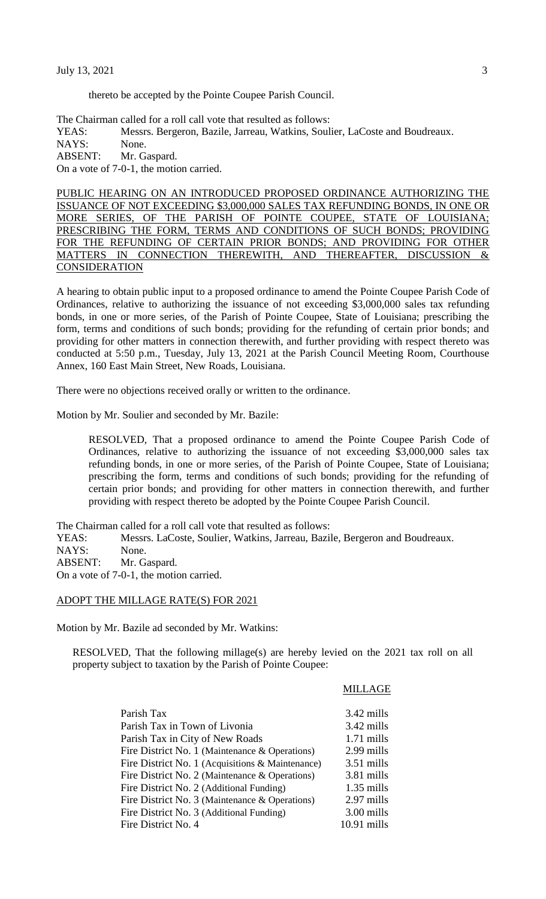thereto be accepted by the Pointe Coupee Parish Council.

The Chairman called for a roll call vote that resulted as follows:

YEAS: Messrs. Bergeron, Bazile, Jarreau, Watkins, Soulier, LaCoste and Boudreaux.
NAYS: None.
ABSENT: Mr. Gaspard.
On a vote of 7-0-1, the motion carried.

PUBLIC HEARING ON AN INTRODUCED PROPOSED ORDINANCE AUTHORIZING THE ISSUANCE OF NOT EXCEEDING $3,000,000 SALES TAX REFUNDING BONDS, IN ONE OR MORE SERIES, OF THE PARISH OF POINTE COUPEE, STATE OF LOUISIANA; PRESCRIBING THE FORM, TERMS AND CONDITIONS OF SUCH BONDS; PROVIDING FOR THE REFUNDING OF CERTAIN PRIOR BONDS; AND PROVIDING FOR OTHER MATTERS IN CONNECTION THEREWITH, AND THEREAFTER, DISCUSSION & CONSIDERATION

A hearing to obtain public input to a proposed ordinance to amend the Pointe Coupee Parish Code of Ordinances, relative to authorizing the issuance of not exceeding $3,000,000 sales tax refunding bonds, in one or more series, of the Parish of Pointe Coupee, State of Louisiana; prescribing the form, terms and conditions of such bonds; providing for the refunding of certain prior bonds; and providing for other matters in connection therewith, and further providing with respect thereto was conducted at 5:50 p.m., Tuesday, July 13, 2021 at the Parish Council Meeting Room, Courthouse Annex, 160 East Main Street, New Roads, Louisiana.

There were no objections received orally or written to the ordinance.

Motion by Mr. Soulier and seconded by Mr. Bazile:

> RESOLVED, That a proposed ordinance to amend the Pointe Coupee Parish Code of Ordinances, relative to authorizing the issuance of not exceeding $3,000,000 sales tax refunding bonds, in one or more series, of the Parish of Pointe Coupee, State of Louisiana; prescribing the form, terms and conditions of such bonds; providing for the refunding of certain prior bonds; and providing for other matters in connection therewith, and further providing with respect thereto be adopted by the Pointe Coupee Parish Council.

The Chairman called for a roll call vote that resulted as follows:

YEAS: Messrs. LaCoste, Soulier, Watkins, Jarreau, Bazile, Bergeron and Boudreaux.
NAYS: None.
ABSENT: Mr. Gaspard.
On a vote of 7-0-1, the motion carried.

ADOPT THE MILLAGE RATE(S) FOR 2021

Motion by Mr. Bazile ad seconded by Mr. Watkins:

> RESOLVED, That the following millage(s) are hereby levied on the 2021 tax roll on all property subject to taxation by the Parish of Pointe Coupee:

| | MILLAGE |
|---|---|
| Parish Tax | 3.42 mills |
| Parish Tax in Town of Livonia | 3.42 mills |
| Parish Tax in City of New Roads | 1.71 mills |
| Fire District No. 1 (Maintenance & Operations) | 2.99 mills |
| Fire District No. 1 (Acquisitions & Maintenance) | 3.51 mills |
| Fire District No. 2 (Maintenance & Operations) | 3.81 mills |
| Fire District No. 2 (Additional Funding) | 1.35 mills |
| Fire District No. 3 (Maintenance & Operations) | 2.97 mills |
| Fire District No. 3 (Additional Funding) | 3.00 mills |
| Fire District No. 4 | 10.91 mills |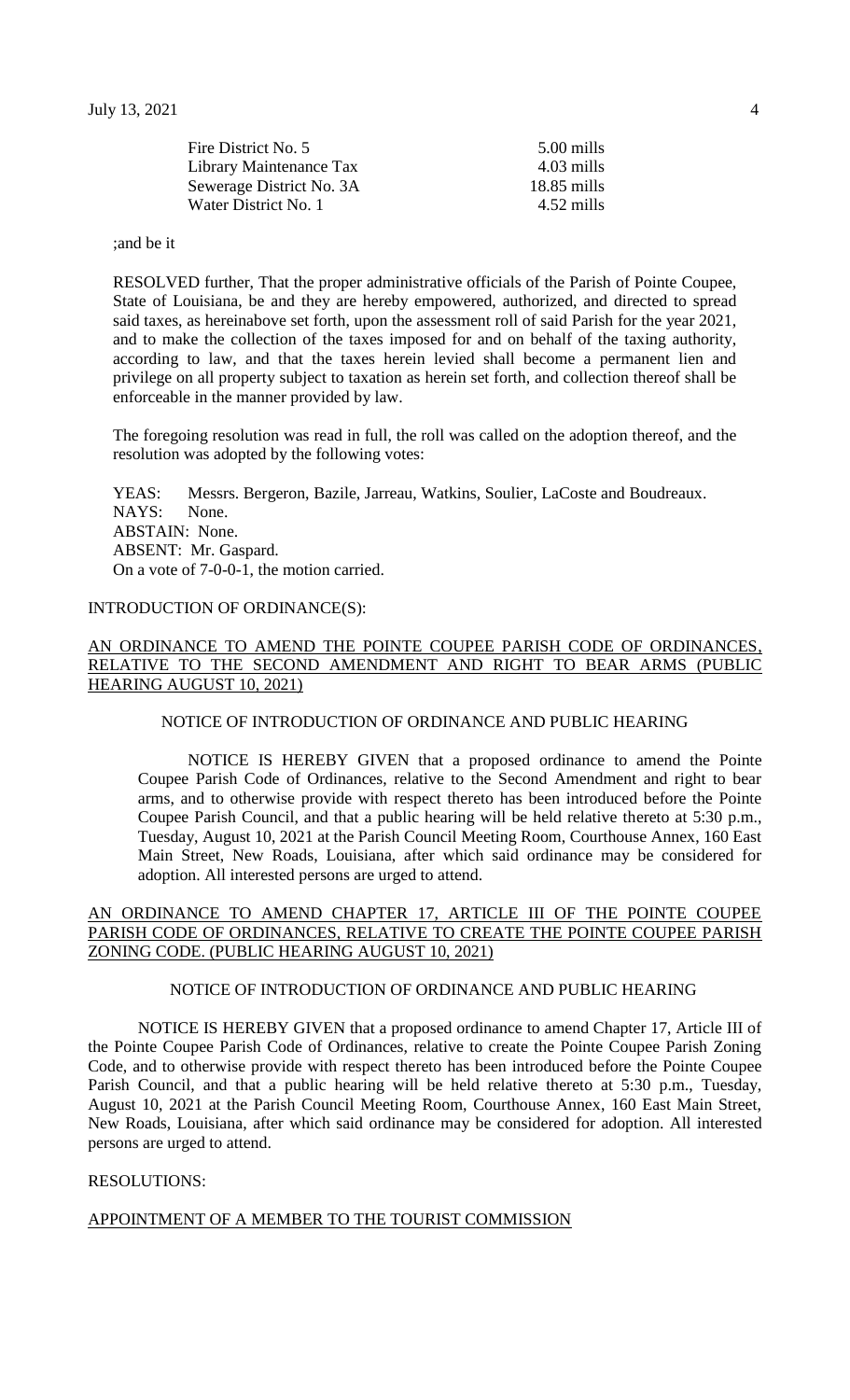| | |
|---|---|
| Fire District No. 5 | 5.00 mills |
| Library Maintenance Tax | 4.03 mills |
| Sewerage District No. 3A | 18.85 mills |
| Water District No. 1 | 4.52 mills |

;and be it

RESOLVED further, That the proper administrative officials of the Parish of Pointe Coupee, State of Louisiana, be and they are hereby empowered, authorized, and directed to spread said taxes, as hereinabove set forth, upon the assessment roll of said Parish for the year 2021, and to make the collection of the taxes imposed for and on behalf of the taxing authority, according to law, and that the taxes herein levied shall become a permanent lien and privilege on all property subject to taxation as herein set forth, and collection thereof shall be enforceable in the manner provided by law.

The foregoing resolution was read in full, the roll was called on the adoption thereof, and the resolution was adopted by the following votes:

YEAS: Messrs. Bergeron, Bazile, Jarreau, Watkins, Soulier, LaCoste and Boudreaux.
NAYS: None.
ABSTAIN: None.
ABSENT: Mr. Gaspard.
On a vote of 7-0-0-1, the motion carried.

INTRODUCTION OF ORDINANCE(S):

AN ORDINANCE TO AMEND THE POINTE COUPEE PARISH CODE OF ORDINANCES, RELATIVE TO THE SECOND AMENDMENT AND RIGHT TO BEAR ARMS (PUBLIC HEARING AUGUST 10, 2021)

NOTICE OF INTRODUCTION OF ORDINANCE AND PUBLIC HEARING

NOTICE IS HEREBY GIVEN that a proposed ordinance to amend the Pointe Coupee Parish Code of Ordinances, relative to the Second Amendment and right to bear arms, and to otherwise provide with respect thereto has been introduced before the Pointe Coupee Parish Council, and that a public hearing will be held relative thereto at 5:30 p.m., Tuesday, August 10, 2021 at the Parish Council Meeting Room, Courthouse Annex, 160 East Main Street, New Roads, Louisiana, after which said ordinance may be considered for adoption. All interested persons are urged to attend.

AN ORDINANCE TO AMEND CHAPTER 17, ARTICLE III OF THE POINTE COUPEE PARISH CODE OF ORDINANCES, RELATIVE TO CREATE THE POINTE COUPEE PARISH ZONING CODE. (PUBLIC HEARING AUGUST 10, 2021)

NOTICE OF INTRODUCTION OF ORDINANCE AND PUBLIC HEARING

NOTICE IS HEREBY GIVEN that a proposed ordinance to amend Chapter 17, Article III of the Pointe Coupee Parish Code of Ordinances, relative to create the Pointe Coupee Parish Zoning Code, and to otherwise provide with respect thereto has been introduced before the Pointe Coupee Parish Council, and that a public hearing will be held relative thereto at 5:30 p.m., Tuesday, August 10, 2021 at the Parish Council Meeting Room, Courthouse Annex, 160 East Main Street, New Roads, Louisiana, after which said ordinance may be considered for adoption. All interested persons are urged to attend.

RESOLUTIONS:

APPOINTMENT OF A MEMBER TO THE TOURIST COMMISSION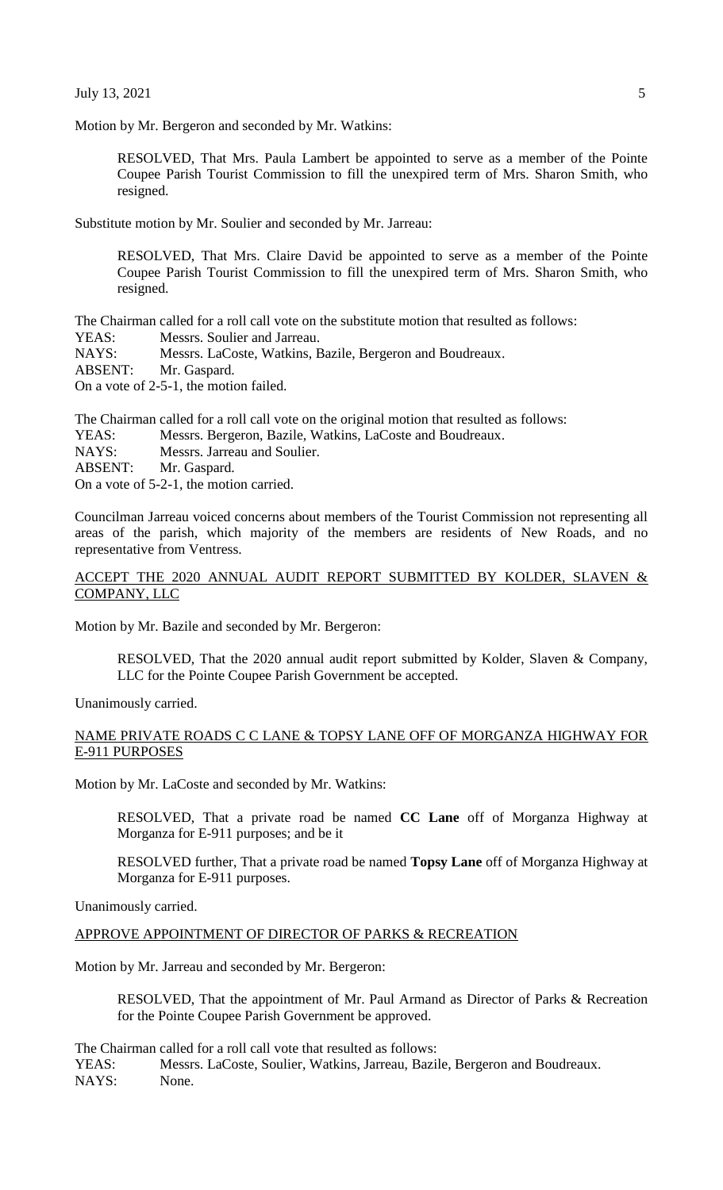Motion by Mr. Bergeron and seconded by Mr. Watkins:

> RESOLVED, That Mrs. Paula Lambert be appointed to serve as a member of the Pointe Coupee Parish Tourist Commission to fill the unexpired term of Mrs. Sharon Smith, who resigned.

Substitute motion by Mr. Soulier and seconded by Mr. Jarreau:

> RESOLVED, That Mrs. Claire David be appointed to serve as a member of the Pointe Coupee Parish Tourist Commission to fill the unexpired term of Mrs. Sharon Smith, who resigned.

The Chairman called for a roll call vote on the substitute motion that resulted as follows:
YEAS: Messrs. Soulier and Jarreau.
NAYS: Messrs. LaCoste, Watkins, Bazile, Bergeron and Boudreaux.
ABSENT: Mr. Gaspard.
On a vote of 2-5-1, the motion failed.

The Chairman called for a roll call vote on the original motion that resulted as follows:
YEAS: Messrs. Bergeron, Bazile, Watkins, LaCoste and Boudreaux.
NAYS: Messrs. Jarreau and Soulier.
ABSENT: Mr. Gaspard.
On a vote of 5-2-1, the motion carried.

Councilman Jarreau voiced concerns about members of the Tourist Commission not representing all areas of the parish, which majority of the members are residents of New Roads, and no representative from Ventress.

<u>ACCEPT THE 2020 ANNUAL AUDIT REPORT SUBMITTED BY KOLDER, SLAVEN & COMPANY, LLC</u>

Motion by Mr. Bazile and seconded by Mr. Bergeron:

> RESOLVED, That the 2020 annual audit report submitted by Kolder, Slaven & Company, LLC for the Pointe Coupee Parish Government be accepted.

Unanimously carried.

<u>NAME PRIVATE ROADS C C LANE & TOPSY LANE OFF OF MORGANZA HIGHWAY FOR E-911 PURPOSES</u>

Motion by Mr. LaCoste and seconded by Mr. Watkins:

> RESOLVED, That a private road be named **CC Lane** off of Morganza Highway at Morganza for E-911 purposes; and be it
>
> RESOLVED further, That a private road be named **Topsy Lane** off of Morganza Highway at Morganza for E-911 purposes.

Unanimously carried.

<u>APPROVE APPOINTMENT OF DIRECTOR OF PARKS & RECREATION</u>

Motion by Mr. Jarreau and seconded by Mr. Bergeron:

> RESOLVED, That the appointment of Mr. Paul Armand as Director of Parks & Recreation for the Pointe Coupee Parish Government be approved.

The Chairman called for a roll call vote that resulted as follows:
YEAS: Messrs. LaCoste, Soulier, Watkins, Jarreau, Bazile, Bergeron and Boudreaux.
NAYS: None.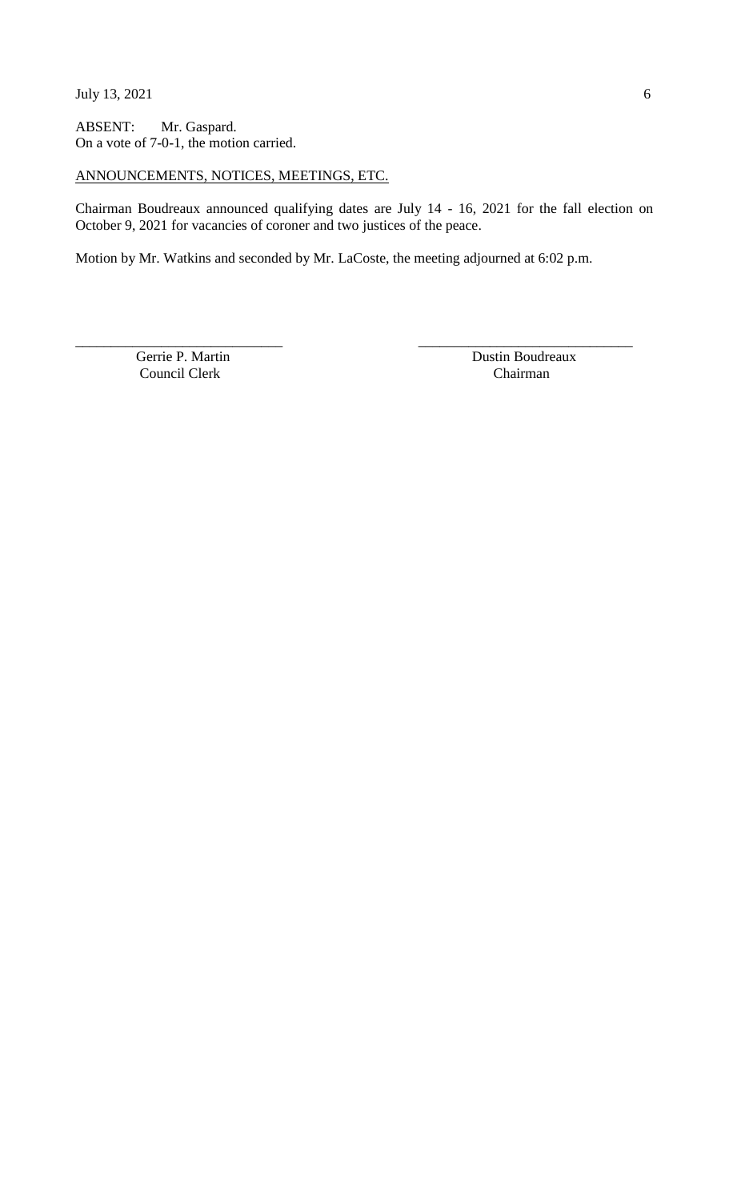ABSENT: Mr. Gaspard.
On a vote of 7-0-1, the motion carried.

ANNOUNCEMENTS, NOTICES, MEETINGS, ETC.

Chairman Boudreaux announced qualifying dates are July 14 - 16, 2021 for the fall election on October 9, 2021 for vacancies of coroner and two justices of the peace.

Motion by Mr. Watkins and seconded by Mr. LaCoste, the meeting adjourned at 6:02 p.m.

_____________________________ _____________________________

Gerrie P. Martin
Council Clerk

Dustin Boudreaux
Chairman